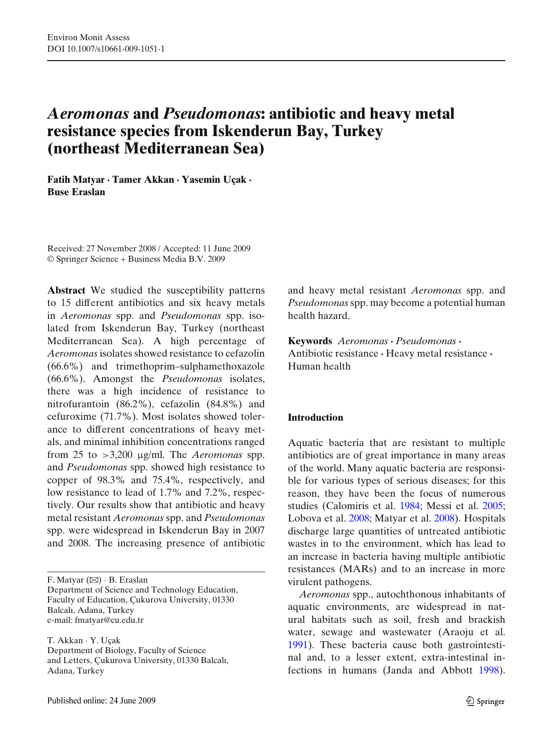# *Aeromonas* and *Pseudomonas*: antibiotic and heavy metal resistance species from Iskenderun Bay, Turkey (northeast Mediterranean Sea)

**Fatih Matyar · Tamer Akkan · Yasemin Uçak · Buse Eraslan**

Received: 27 November 2008 / Accepted: 11 June 2009
© Springer Science + Business Media B.V. 2009

**Abstract** We studied the susceptibility patterns to 15 different antibiotics and six heavy metals in *Aeromonas* spp. and *Pseudomonas* spp. isolated from Iskenderun Bay, Turkey (northeast Mediterranean Sea). A high percentage of *Aeromonas* isolates showed resistance to cefazolin (66.6%) and trimethoprim–sulphamethoxazole (66.6%). Amongst the *Pseudomonas* isolates, there was a high incidence of resistance to nitrofurantoin (86.2%), cefazolin (84.8%) and cefuroxime (71.7%). Most isolates showed tolerance to different concentrations of heavy metals, and minimal inhibition concentrations ranged from 25 to >3,200 μg/ml. The *Aeromonas* spp. and *Pseudomonas* spp. showed high resistance to copper of 98.3% and 75.4%, respectively, and low resistance to lead of 1.7% and 7.2%, respectively. Our results show that antibiotic and heavy metal resistant *Aeromonas* spp. and *Pseudomonas* spp. were widespread in Iskenderun Bay in 2007 and 2008. The increasing presence of antibiotic and heavy metal resistant *Aeromonas* spp. and *Pseudomonas* spp. may become a potential human health hazard.

**Keywords** *Aeromonas* · *Pseudomonas* · Antibiotic resistance · Heavy metal resistance · Human health

F. Matyar (✉) · B. Eraslan
Department of Science and Technology Education, Faculty of Education, Çukurova University, 01330 Balcalı, Adana, Turkey
e-mail: fmatyar@cu.edu.tr

T. Akkan · Y. Uçak
Department of Biology, Faculty of Science and Letters, Çukurova University, 01330 Balcalı, Adana, Turkey

## Introduction

Aquatic bacteria that are resistant to multiple antibiotics are of great importance in many areas of the world. Many aquatic bacteria are responsible for various types of serious diseases; for this reason, they have been the focus of numerous studies (Calomiris et al. 1984; Messi et al. 2005; Lobova et al. 2008; Matyar et al. 2008). Hospitals discharge large quantities of untreated antibiotic wastes in to the environment, which has lead to an increase in bacteria having multiple antibiotic resistances (MARs) and to an increase in more virulent pathogens.

*Aeromonas* spp., autochthonous inhabitants of aquatic environments, are widespread in natural habitats such as soil, fresh and brackish water, sewage and wastewater (Araoju et al. 1991). These bacteria cause both gastrointestinal and, to a lesser extent, extra-intestinal infections in humans (Janda and Abbott 1998).

Published online: 24 June 2009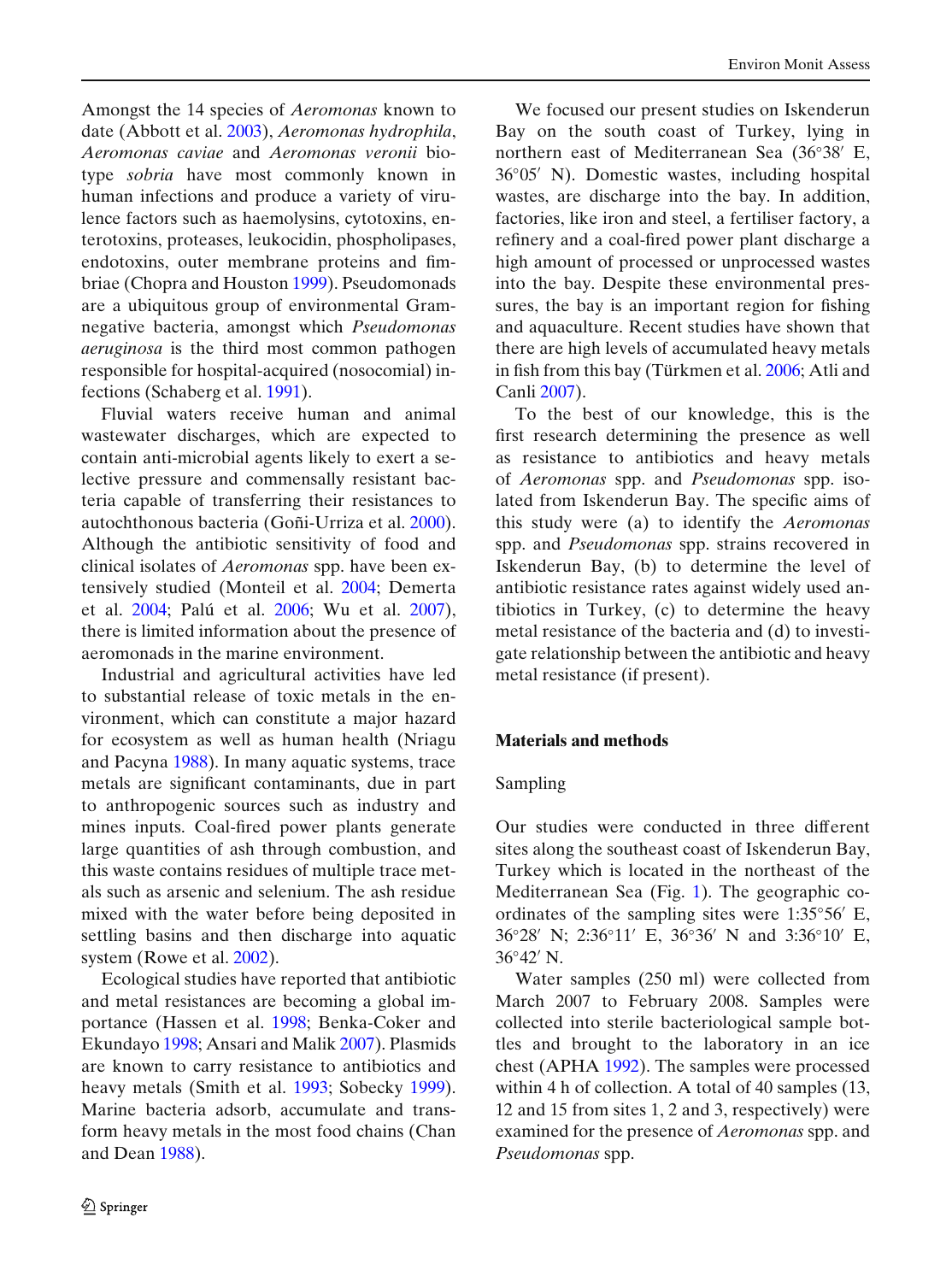Amongst the 14 species of *Aeromonas* known to date (Abbott et al. 2003), *Aeromonas hydrophila*, *Aeromonas caviae* and *Aeromonas veronii* biotype *sobria* have most commonly known in human infections and produce a variety of virulence factors such as haemolysins, cytotoxins, enterotoxins, proteases, leukocidin, phospholipases, endotoxins, outer membrane proteins and fimbriae (Chopra and Houston 1999). Pseudomonads are a ubiquitous group of environmental Gram-negative bacteria, amongst which *Pseudomonas aeruginosa* is the third most common pathogen responsible for hospital-acquired (nosocomial) infections (Schaberg et al. 1991).

Fluvial waters receive human and animal wastewater discharges, which are expected to contain anti-microbial agents likely to exert a selective pressure and commensally resistant bacteria capable of transferring their resistances to autochthonous bacteria (Goñi-Urriza et al. 2000). Although the antibiotic sensitivity of food and clinical isolates of *Aeromonas* spp. have been extensively studied (Monteil et al. 2004; Demerta et al. 2004; Palú et al. 2006; Wu et al. 2007), there is limited information about the presence of aeromonads in the marine environment.

Industrial and agricultural activities have led to substantial release of toxic metals in the environment, which can constitute a major hazard for ecosystem as well as human health (Nriagu and Pacyna 1988). In many aquatic systems, trace metals are significant contaminants, due in part to anthropogenic sources such as industry and mines inputs. Coal-fired power plants generate large quantities of ash through combustion, and this waste contains residues of multiple trace metals such as arsenic and selenium. The ash residue mixed with the water before being deposited in settling basins and then discharge into aquatic system (Rowe et al. 2002).

Ecological studies have reported that antibiotic and metal resistances are becoming a global importance (Hassen et al. 1998; Benka-Coker and Ekundayo 1998; Ansari and Malik 2007). Plasmids are known to carry resistance to antibiotics and heavy metals (Smith et al. 1993; Sobecky 1999). Marine bacteria adsorb, accumulate and transform heavy metals in the most food chains (Chan and Dean 1988).

We focused our present studies on Iskenderun Bay on the south coast of Turkey, lying in northern east of Mediterranean Sea (36°38′ E, 36°05′ N). Domestic wastes, including hospital wastes, are discharge into the bay. In addition, factories, like iron and steel, a fertiliser factory, a refinery and a coal-fired power plant discharge a high amount of processed or unprocessed wastes into the bay. Despite these environmental pressures, the bay is an important region for fishing and aquaculture. Recent studies have shown that there are high levels of accumulated heavy metals in fish from this bay (Türkmen et al. 2006; Atli and Canli 2007).

To the best of our knowledge, this is the first research determining the presence as well as resistance to antibiotics and heavy metals of *Aeromonas* spp. and *Pseudomonas* spp. isolated from Iskenderun Bay. The specific aims of this study were (a) to identify the *Aeromonas* spp. and *Pseudomonas* spp. strains recovered in Iskenderun Bay, (b) to determine the level of antibiotic resistance rates against widely used antibiotics in Turkey, (c) to determine the heavy metal resistance of the bacteria and (d) to investigate relationship between the antibiotic and heavy metal resistance (if present).

## Materials and methods

### Sampling

Our studies were conducted in three different sites along the southeast coast of Iskenderun Bay, Turkey which is located in the northeast of the Mediterranean Sea (Fig. 1). The geographic coordinates of the sampling sites were 1:35°56′ E, 36°28′ N; 2:36°11′ E, 36°36′ N and 3:36°10′ E, 36°42′ N.

Water samples (250 ml) were collected from March 2007 to February 2008. Samples were collected into sterile bacteriological sample bottles and brought to the laboratory in an ice chest (APHA 1992). The samples were processed within 4 h of collection. A total of 40 samples (13, 12 and 15 from sites 1, 2 and 3, respectively) were examined for the presence of *Aeromonas* spp. and *Pseudomonas* spp.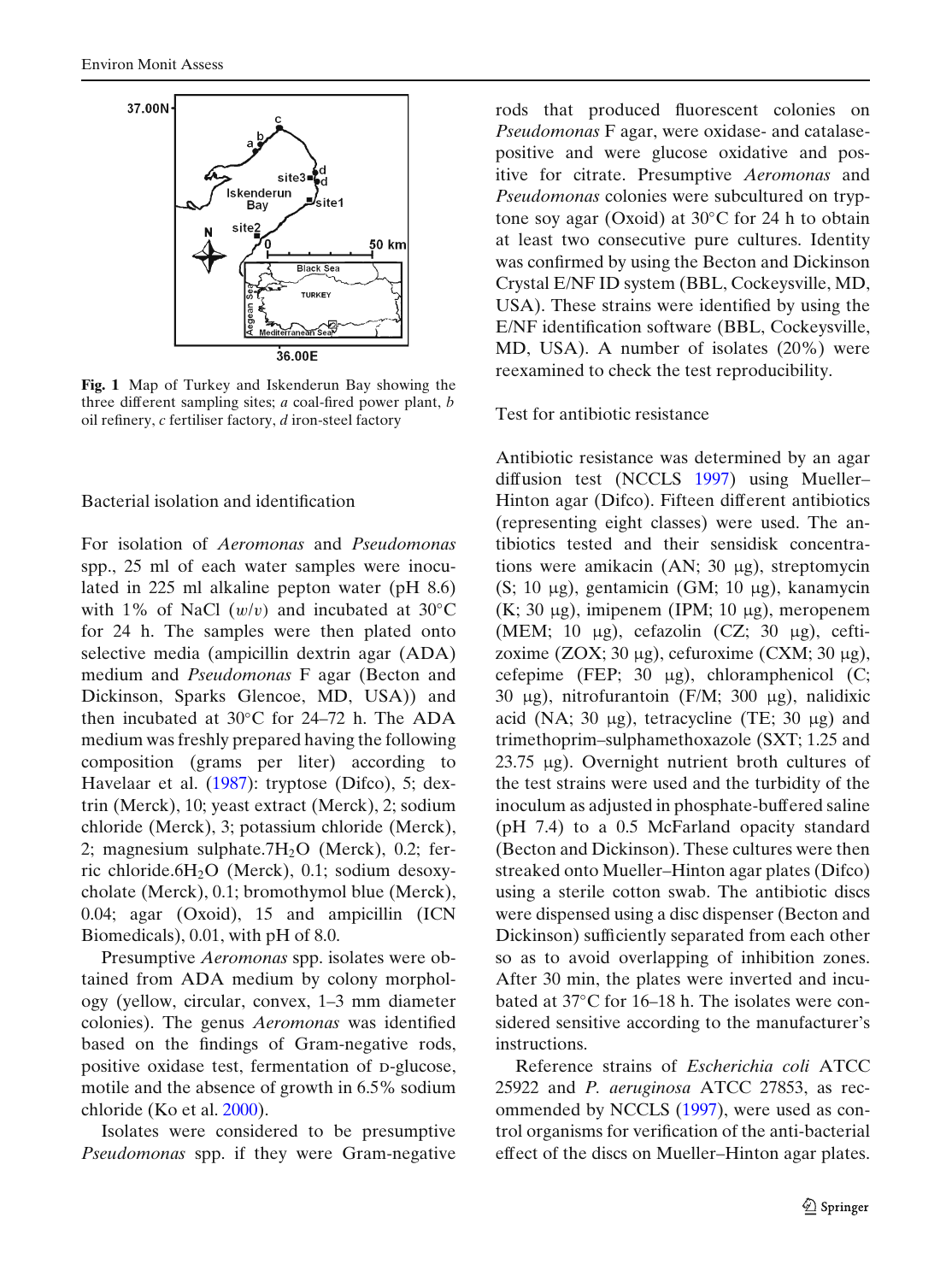**Fig. 1** Map of Turkey and Iskenderun Bay showing the three different sampling sites; *a* coal-fired power plant, *b* oil refinery, *c* fertiliser factory, *d* iron-steel factory

Bacterial isolation and identification

For isolation of *Aeromonas* and *Pseudomonas* spp., 25 ml of each water samples were inoculated in 225 ml alkaline pepton water (pH 8.6) with 1% of NaCl (*w*/*v*) and incubated at 30°C for 24 h. The samples were then plated onto selective media (ampicillin dextrin agar (ADA) medium and *Pseudomonas* F agar (Becton and Dickinson, Sparks Glencoe, MD, USA)) and then incubated at 30°C for 24–72 h. The ADA medium was freshly prepared having the following composition (grams per liter) according to Havelaar et al. (1987): tryptose (Difco), 5; dextrin (Merck), 10; yeast extract (Merck), 2; sodium chloride (Merck), 3; potassium chloride (Merck), 2; magnesium sulphate.7$H_2O$ (Merck), 0.2; ferric chloride.6$H_2O$ (Merck), 0.1; sodium desoxycholate (Merck), 0.1; bromothymol blue (Merck), 0.04; agar (Oxoid), 15 and ampicillin (ICN Biomedicals), 0.01, with pH of 8.0.

Presumptive *Aeromonas* spp. isolates were obtained from ADA medium by colony morphology (yellow, circular, convex, 1–3 mm diameter colonies). The genus *Aeromonas* was identified based on the findings of Gram-negative rods, positive oxidase test, fermentation of D-glucose, motile and the absence of growth in 6.5% sodium chloride (Ko et al. 2000).

Isolates were considered to be presumptive *Pseudomonas* spp. if they were Gram-negative rods that produced fluorescent colonies on *Pseudomonas* F agar, were oxidase- and catalase-positive and were glucose oxidative and positive for citrate. Presumptive *Aeromonas* and *Pseudomonas* colonies were subcultured on tryptone soy agar (Oxoid) at 30°C for 24 h to obtain at least two consecutive pure cultures. Identity was confirmed by using the Becton and Dickinson Crystal E/NF ID system (BBL, Cockeysville, MD, USA). These strains were identified by using the E/NF identification software (BBL, Cockeysville, MD, USA). A number of isolates (20%) were reexamined to check the test reproducibility.

Test for antibiotic resistance

Antibiotic resistance was determined by an agar diffusion test (NCCLS 1997) using Mueller–Hinton agar (Difco). Fifteen different antibiotics (representing eight classes) were used. The antibiotics tested and their sensidisk concentrations were amikacin (AN; 30 μg), streptomycin (S; 10 μg), gentamicin (GM; 10 μg), kanamycin (K; 30 μg), imipenem (IPM; 10 μg), meropenem (MEM; 10 μg), cefazolin (CZ; 30 μg), ceftizoxime (ZOX; 30 μg), cefuroxime (CXM; 30 μg), cefepime (FEP; 30 μg), chloramphenicol (C; 30 μg), nitrofurantoin (F/M; 300 μg), nalidixic acid (NA; 30 μg), tetracycline (TE; 30 μg) and trimethoprim–sulphamethoxazole (SXT; 1.25 and 23.75 μg). Overnight nutrient broth cultures of the test strains were used and the turbidity of the inoculum as adjusted in phosphate-buffered saline (pH 7.4) to a 0.5 McFarland opacity standard (Becton and Dickinson). These cultures were then streaked onto Mueller–Hinton agar plates (Difco) using a sterile cotton swab. The antibiotic discs were dispensed using a disc dispenser (Becton and Dickinson) sufficiently separated from each other so as to avoid overlapping of inhibition zones. After 30 min, the plates were inverted and incubated at 37°C for 16–18 h. The isolates were considered sensitive according to the manufacturer's instructions.

Reference strains of *Escherichia coli* ATCC 25922 and *P. aeruginosa* ATCC 27853, as recommended by NCCLS (1997), were used as control organisms for verification of the anti-bacterial effect of the discs on Mueller–Hinton agar plates.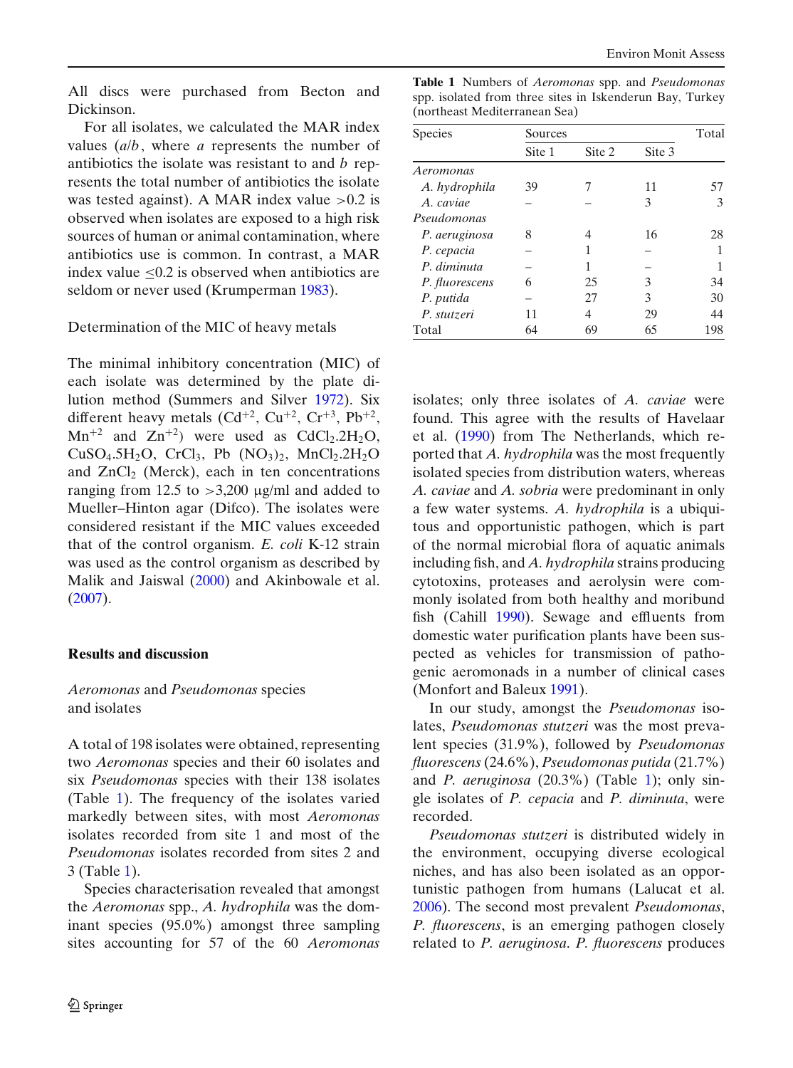All discs were purchased from Becton and Dickinson.

For all isolates, we calculated the MAR index values ($a/b$, where $a$ represents the number of antibiotics the isolate was resistant to and $b$ represents the total number of antibiotics the isolate was tested against). A MAR index value $>0.2$ is observed when isolates are exposed to a high risk sources of human or animal contamination, where antibiotics use is common. In contrast, a MAR index value $\leq 0.2$ is observed when antibiotics are seldom or never used (Krumperman 1983).

Determination of the MIC of heavy metals

The minimal inhibitory concentration (MIC) of each isolate was determined by the plate dilution method (Summers and Silver 1972). Six different heavy metals ($Cd^{+2}$, $Cu^{+2}$, $Cr^{+3}$, $Pb^{+2}$, $Mn^{+2}$ and $Zn^{+2}$) were used as $CdCl_2.2H_2O$, $CuSO_4.5H_2O$, $CrCl_3$, Pb $(NO_3)_2$, $MnCl_2.2H_2O$ and $ZnCl_2$ (Merck), each in ten concentrations ranging from 12.5 to >3,200 μg/ml and added to Mueller–Hinton agar (Difco). The isolates were considered resistant if the MIC values exceeded that of the control organism. *E. coli* K-12 strain was used as the control organism as described by Malik and Jaiswal (2000) and Akinbowale et al. (2007).

## Results and discussion

*Aeromonas* and *Pseudomonas* species and isolates

A total of 198 isolates were obtained, representing two *Aeromonas* species and their 60 isolates and six *Pseudomonas* species with their 138 isolates (Table 1). The frequency of the isolates varied markedly between sites, with most *Aeromonas* isolates recorded from site 1 and most of the *Pseudomonas* isolates recorded from sites 2 and 3 (Table 1).

**Table 1** Numbers of *Aeromonas* spp. and *Pseudomonas* spp. isolated from three sites in Iskenderun Bay, Turkey (northeast Mediterranean Sea)

| Species | Sources | | | Total |
|---|---|---|---|---|
| | Site 1 | Site 2 | Site 3 | |
| *Aeromonas* | | | | |
| *A. hydrophila* | 39 | 7 | 11 | 57 |
| *A. caviae* | – | – | 3 | 3 |
| *Pseudomonas* | | | | |
| *P. aeruginosa* | 8 | 4 | 16 | 28 |
| *P. cepacia* | – | 1 | – | 1 |
| *P. diminuta* | – | 1 | – | 1 |
| *P. fluorescens* | 6 | 25 | 3 | 34 |
| *P. putida* | – | 27 | 3 | 30 |
| *P. stutzeri* | 11 | 4 | 29 | 44 |
| Total | 64 | 69 | 65 | 198 |

Species characterisation revealed that amongst the *Aeromonas* spp., *A. hydrophila* was the dominant species (95.0%) amongst three sampling sites accounting for 57 of the 60 *Aeromonas* isolates; only three isolates of *A. caviae* were found. This agree with the results of Havelaar et al. (1990) from The Netherlands, which reported that *A. hydrophila* was the most frequently isolated species from distribution waters, whereas *A. caviae* and *A. sobria* were predominant in only a few water systems. *A. hydrophila* is a ubiquitous and opportunistic pathogen, which is part of the normal microbial flora of aquatic animals including fish, and *A. hydrophila* strains producing cytotoxins, proteases and aerolysin were commonly isolated from both healthy and moribund fish (Cahill 1990). Sewage and effluents from domestic water purification plants have been suspected as vehicles for transmission of pathogenic aeromonads in a number of clinical cases (Monfort and Baleux 1991).

In our study, amongst the *Pseudomonas* isolates, *Pseudomonas stutzeri* was the most prevalent species (31.9%), followed by *Pseudomonas fluorescens* (24.6%), *Pseudomonas putida* (21.7%) and *P. aeruginosa* (20.3%) (Table 1); only single isolates of *P. cepacia* and *P. diminuta*, were recorded.

*Pseudomonas stutzeri* is distributed widely in the environment, occupying diverse ecological niches, and has also been isolated as an opportunistic pathogen from humans (Lalucat et al. 2006). The second most prevalent *Pseudomonas*, *P. fluorescens*, is an emerging pathogen closely related to *P. aeruginosa*. *P. fluorescens* produces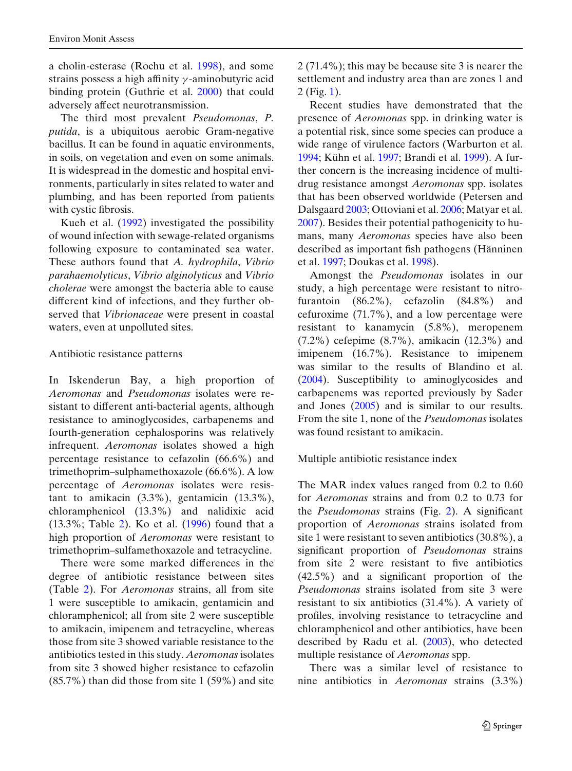a cholin-esterase (Rochu et al. 1998), and some strains possess a high affinity $\gamma$-aminobutyric acid binding protein (Guthrie et al. 2000) that could adversely affect neurotransmission.

The third most prevalent *Pseudomonas*, *P. putida*, is a ubiquitous aerobic Gram-negative bacillus. It can be found in aquatic environments, in soils, on vegetation and even on some animals. It is widespread in the domestic and hospital environments, particularly in sites related to water and plumbing, and has been reported from patients with cystic fibrosis.

Kueh et al. (1992) investigated the possibility of wound infection with sewage-related organisms following exposure to contaminated sea water. These authors found that *A. hydrophila*, *Vibrio parahaemolyticus*, *Vibrio alginolyticus* and *Vibrio cholerae* were amongst the bacteria able to cause different kind of infections, and they further observed that *Vibrionaceae* were present in coastal waters, even at unpolluted sites.

Antibiotic resistance patterns

In Iskenderun Bay, a high proportion of *Aeromonas* and *Pseudomonas* isolates were resistant to different anti-bacterial agents, although resistance to aminoglycosides, carbapenems and fourth-generation cephalosporins was relatively infrequent. *Aeromonas* isolates showed a high percentage resistance to cefazolin (66.6%) and trimethoprim–sulphamethoxazole (66.6%). A low percentage of *Aeromonas* isolates were resistant to amikacin (3.3%), gentamicin (13.3%), chloramphenicol (13.3%) and nalidixic acid (13.3%; Table 2). Ko et al. (1996) found that a high proportion of *Aeromonas* were resistant to trimethoprim–sulfamethoxazole and tetracycline.

There were some marked differences in the degree of antibiotic resistance between sites (Table 2). For *Aeromonas* strains, all from site 1 were susceptible to amikacin, gentamicin and chloramphenicol; all from site 2 were susceptible to amikacin, imipenem and tetracycline, whereas those from site 3 showed variable resistance to the antibiotics tested in this study. *Aeromonas* isolates from site 3 showed higher resistance to cefazolin (85.7%) than did those from site 1 (59%) and site 2 (71.4%); this may be because site 3 is nearer the settlement and industry area than are zones 1 and 2 (Fig. 1).

Recent studies have demonstrated that the presence of *Aeromonas* spp. in drinking water is a potential risk, since some species can produce a wide range of virulence factors (Warburton et al. 1994; Kühn et al. 1997; Brandi et al. 1999). A further concern is the increasing incidence of multidrug resistance amongst *Aeromonas* spp. isolates that has been observed worldwide (Petersen and Dalsgaard 2003; Ottoviani et al. 2006; Matyar et al. 2007). Besides their potential pathogenicity to humans, many *Aeromonas* species have also been described as important fish pathogens (Hänninen et al. 1997; Doukas et al. 1998).

Amongst the *Pseudomonas* isolates in our study, a high percentage were resistant to nitrofurantoin (86.2%), cefazolin (84.8%) and cefuroxime (71.7%), and a low percentage were resistant to kanamycin (5.8%), meropenem (7.2%) cefepime (8.7%), amikacin (12.3%) and imipenem (16.7%). Resistance to imipenem was similar to the results of Blandino et al. (2004). Susceptibility to aminoglycosides and carbapenems was reported previously by Sader and Jones (2005) and is similar to our results. From the site 1, none of the *Pseudomonas* isolates was found resistant to amikacin.

Multiple antibiotic resistance index

The MAR index values ranged from 0.2 to 0.60 for *Aeromonas* strains and from 0.2 to 0.73 for the *Pseudomonas* strains (Fig. 2). A significant proportion of *Aeromonas* strains isolated from site 1 were resistant to seven antibiotics (30.8%), a significant proportion of *Pseudomonas* strains from site 2 were resistant to five antibiotics (42.5%) and a significant proportion of the *Pseudomonas* strains isolated from site 3 were resistant to six antibiotics (31.4%). A variety of profiles, involving resistance to tetracycline and chloramphenicol and other antibiotics, have been described by Radu et al. (2003), who detected multiple resistance of *Aeromonas* spp.

There was a similar level of resistance to nine antibiotics in *Aeromonas* strains (3.3%)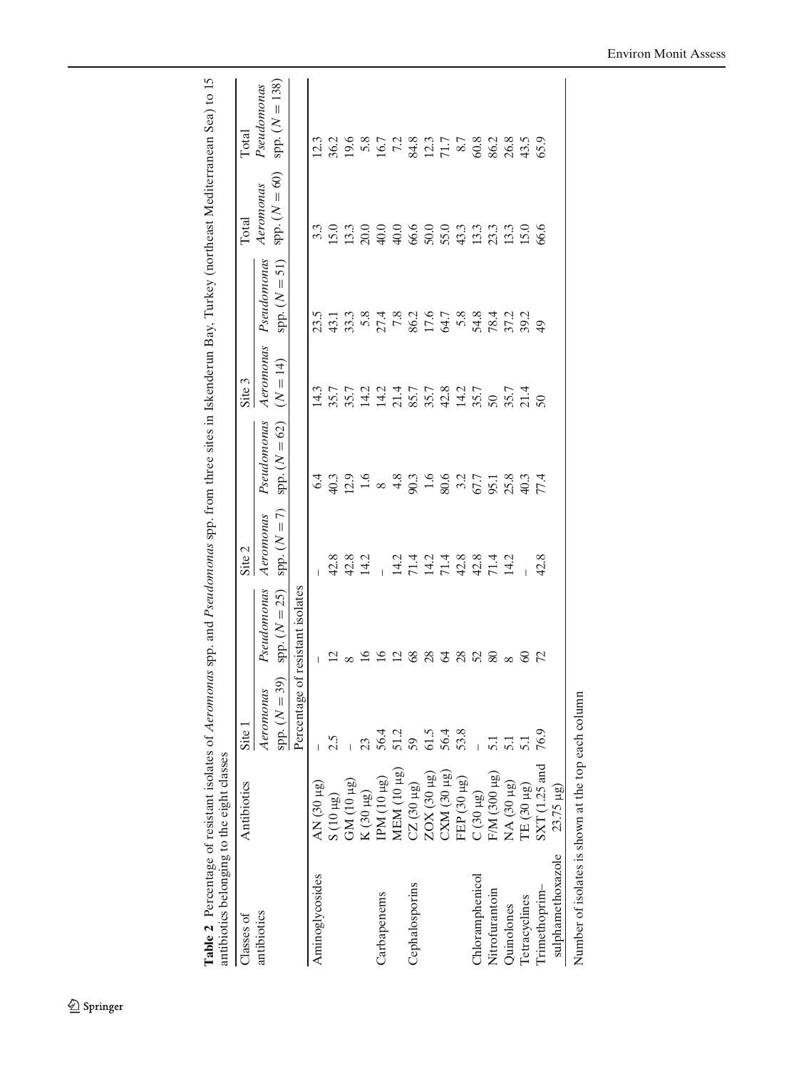**Table 2** Percentage of resistant isolates of *Aeromonas* spp. and *Pseudomonas* spp. from three sites in Iskenderun Bay, Turkey (northeast Mediterranean Sea) to 15 antibiotics belonging to the eight classes

| Classes of antibiotics | Antibiotics | Site 1 | | Site 2 | | Site 3 | | Total *Aeromonas* spp. ($N = 60$) | Total *Pseudomonas* spp. ($N = 138$) |
|---|---|---|---|---|---|---|---|---|---|
| | | *Aeromonas* spp. ($N = 39$) | *Pseudomonas* spp. ($N = 25$) | *Aeromonas* spp. ($N = 7$) | *Pseudomonas* spp. ($N = 62$) | *Aeromonas* ($N = 14$) | *Pseudomonas* spp. ($N = 51$) | | |
| | | Percentage of resistant isolates | | | | | | | |
| Aminoglycosides | AN (30 µg) | – | – | – | 6.4 | 14.3 | 23.5 | 3.3 | 12.3 |
| | S (10 µg) | 2.5 | 12 | 42.8 | 40.3 | 35.7 | 43.1 | 15.0 | 36.2 |
| | GM (10 µg) | – | 8 | 42.8 | 12.9 | 35.7 | 33.3 | 13.3 | 19.6 |
| | K (30 µg) | 23 | 16 | 14.2 | 1.6 | 14.2 | 5.8 | 20.0 | 5.8 |
| Carbapenems | IPM (10 µg) | 56.4 | 16 | – | 8 | 14.2 | 27.4 | 40.0 | 16.7 |
| | MEM (10 µg) | 51.2 | 12 | 14.2 | 4.8 | 21.4 | 7.8 | 40.0 | 7.2 |
| Cephalosporins | CZ (30 µg) | 59 | 68 | 71.4 | 90.3 | 85.7 | 86.2 | 66.6 | 84.8 |
| | ZOX (30 µg) | 61.5 | 28 | 14.2 | 1.6 | 35.7 | 17.6 | 50.0 | 12.3 |
| | CXM (30 µg) | 56.4 | 64 | 71.4 | 80.6 | 42.8 | 64.7 | 55.0 | 71.7 |
| | FEP (30 µg) | 53.8 | 28 | 42.8 | 3.2 | 14.2 | 5.8 | 43.3 | 8.7 |
| Chloramphenicol | C (30 µg) | – | 52 | 42.8 | 67.7 | 35.7 | 54.8 | 13.3 | 60.8 |
| Nitrofurantoin | F/M (300 µg) | 5.1 | 80 | 71.4 | 95.1 | 50 | 78.4 | 23.3 | 86.2 |
| Quinolones | NA (30 µg) | 5.1 | 8 | 14.2 | 25.8 | 35.7 | 37.2 | 13.3 | 26.8 |
| Tetracyclines | TE (30 µg) | 5.1 | 60 | – | 40.3 | 21.4 | 39.2 | 15.0 | 43.5 |
| Trimethoprim–sulphamethoxazole | SXT (1.25 and 23.75 µg) | 76.9 | 72 | 42.8 | 77.4 | 50 | 49 | 66.6 | 65.9 |

Number of isolates is shown at the top each column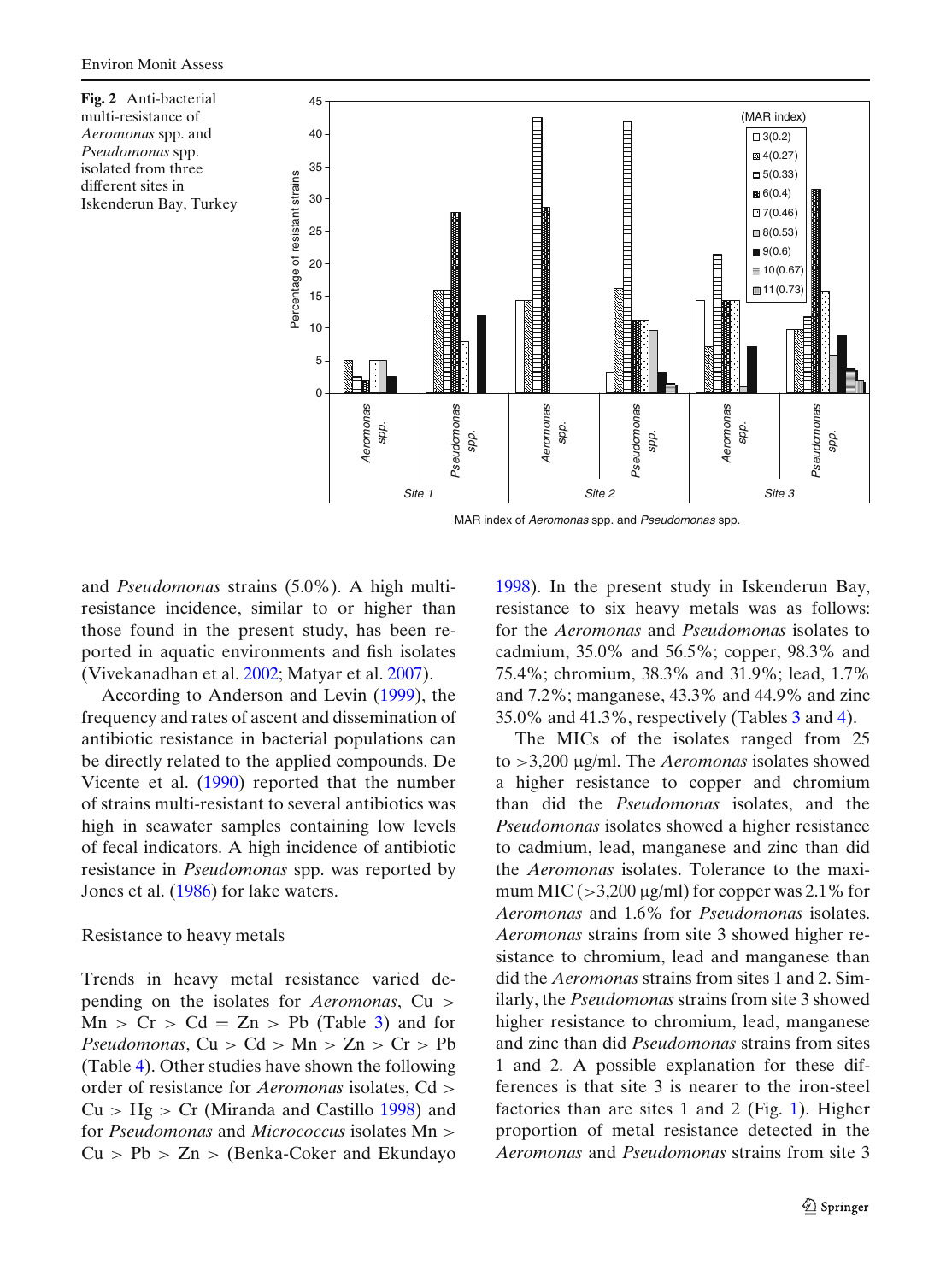**Fig. 2** Anti-bacterial multi-resistance of *Aeromonas* spp. and *Pseudomonas* spp. isolated from three different sites in Iskenderun Bay, Turkey

and *Pseudomonas* strains (5.0%). A high multi-resistance incidence, similar to or higher than those found in the present study, has been reported in aquatic environments and fish isolates (Vivekanadhan et al. 2002; Matyar et al. 2007).

According to Anderson and Levin (1999), the frequency and rates of ascent and dissemination of antibiotic resistance in bacterial populations can be directly related to the applied compounds. De Vicente et al. (1990) reported that the number of strains multi-resistant to several antibiotics was high in seawater samples containing low levels of fecal indicators. A high incidence of antibiotic resistance in *Pseudomonas* spp. was reported by Jones et al. (1986) for lake waters.

## Resistance to heavy metals

Trends in heavy metal resistance varied depending on the isolates for *Aeromonas*, Cu > Mn > Cr > Cd = Zn > Pb (Table 3) and for *Pseudomonas*, Cu > Cd > Mn > Zn > Cr > Pb (Table 4). Other studies have shown the following order of resistance for *Aeromonas* isolates, Cd > Cu > Hg > Cr (Miranda and Castillo 1998) and for *Pseudomonas* and *Micrococcus* isolates Mn > Cu > Pb > Zn > (Benka-Coker and Ekundayo 1998). In the present study in Iskenderun Bay, resistance to six heavy metals was as follows: for the *Aeromonas* and *Pseudomonas* isolates to cadmium, 35.0% and 56.5%; copper, 98.3% and 75.4%; chromium, 38.3% and 31.9%; lead, 1.7% and 7.2%; manganese, 43.3% and 44.9% and zinc 35.0% and 41.3%, respectively (Tables 3 and 4).

The MICs of the isolates ranged from 25 to >3,200 μg/ml. The *Aeromonas* isolates showed a higher resistance to copper and chromium than did the *Pseudomonas* isolates, and the *Pseudomonas* isolates showed a higher resistance to cadmium, lead, manganese and zinc than did the *Aeromonas* isolates. Tolerance to the maximum MIC (>3,200 μg/ml) for copper was 2.1% for *Aeromonas* and 1.6% for *Pseudomonas* isolates. *Aeromonas* strains from site 3 showed higher resistance to chromium, lead and manganese than did the *Aeromonas* strains from sites 1 and 2. Similarly, the *Pseudomonas* strains from site 3 showed higher resistance to chromium, lead, manganese and zinc than did *Pseudomonas* strains from sites 1 and 2. A possible explanation for these differences is that site 3 is nearer to the iron-steel factories than are sites 1 and 2 (Fig. 1). Higher proportion of metal resistance detected in the *Aeromonas* and *Pseudomonas* strains from site 3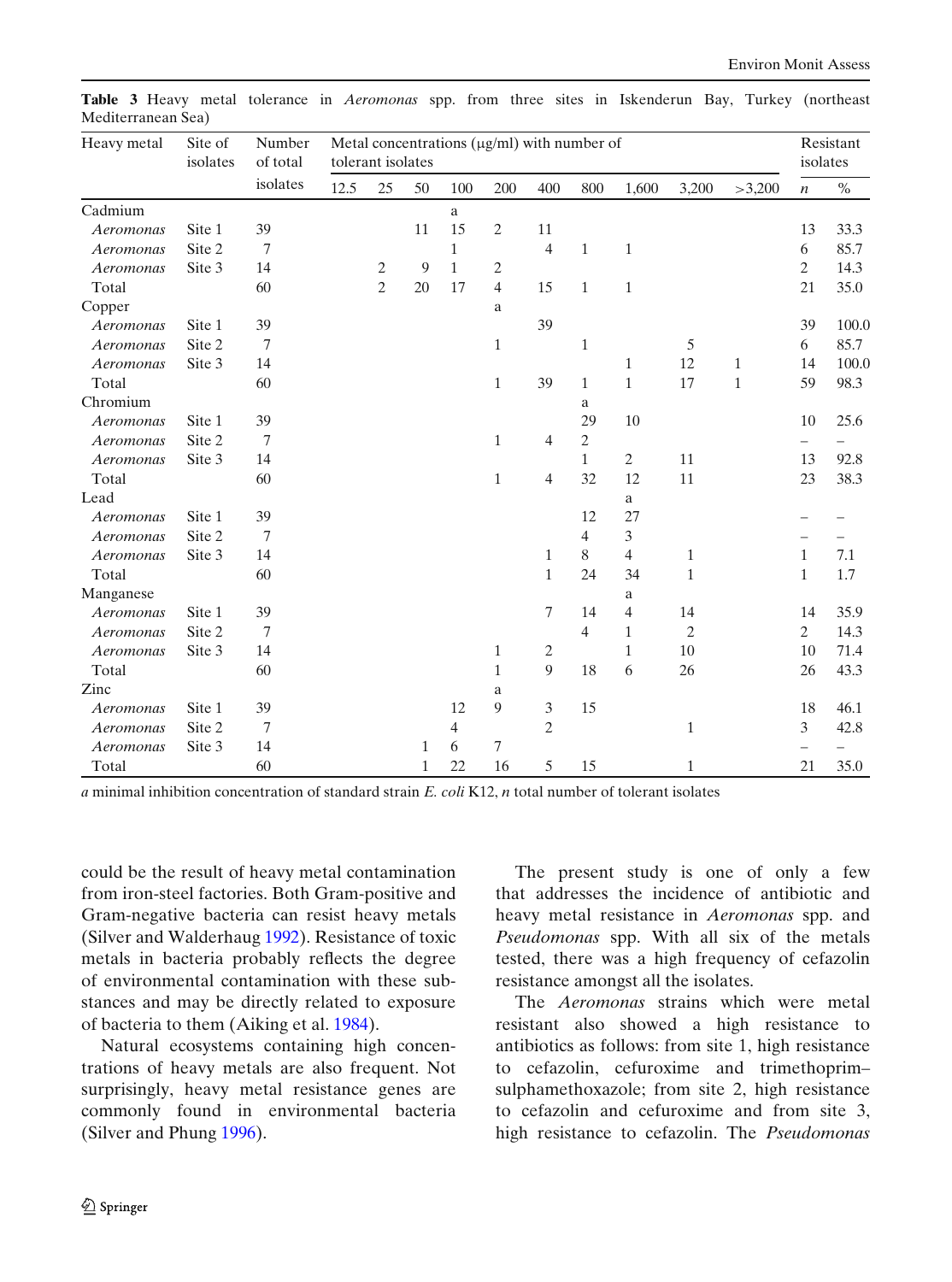**Table 3** Heavy metal tolerance in *Aeromonas* spp. from three sites in Iskenderun Bay, Turkey (northeast Mediterranean Sea)

| Heavy metal | Site of isolates | Number of total isolates | Metal concentrations (μg/ml) with number of tolerant isolates | | | | | | | | | | Resistant isolates | |
|---|---|---|---|---|---|---|---|---|---|---|---|---|---|---|
| | | | 12.5 | 25 | 50 | 100 | 200 | 400 | 800 | 1,600 | 3,200 | >3,200 | *n* | % |
| Cadmium | | | | | | a | | | | | | | | |
| *Aeromonas* | Site 1 | 39 | | | 11 | 15 | 2 | 11 | | | | | 13 | 33.3 |
| *Aeromonas* | Site 2 | 7 | | | | 1 | | 4 | 1 | 1 | | | 6 | 85.7 |
| *Aeromonas* | Site 3 | 14 | | 2 | 9 | 1 | 2 | | | | | | 2 | 14.3 |
| Total | | 60 | | 2 | 20 | 17 | 4 | 15 | 1 | 1 | | | 21 | 35.0 |
| Copper | | | | | | | a | | | | | | | |
| *Aeromonas* | Site 1 | 39 | | | | | | 39 | | | | | 39 | 100.0 |
| *Aeromonas* | Site 2 | 7 | | | | | 1 | | 1 | | 5 | | 6 | 85.7 |
| *Aeromonas* | Site 3 | 14 | | | | | | | | 1 | 12 | 1 | 14 | 100.0 |
| Total | | 60 | | | | | 1 | 39 | 1 | 1 | 17 | 1 | 59 | 98.3 |
| Chromium | | | | | | | | | a | | | | | |
| *Aeromonas* | Site 1 | 39 | | | | | | | 29 | 10 | | | 10 | 25.6 |
| *Aeromonas* | Site 2 | 7 | | | | | 1 | 4 | 2 | | | | – | – |
| *Aeromonas* | Site 3 | 14 | | | | | | | 1 | 2 | 11 | | 13 | 92.8 |
| Total | | 60 | | | | | 1 | 4 | 32 | 12 | 11 | | 23 | 38.3 |
| Lead | | | | | | | | | | a | | | | |
| *Aeromonas* | Site 1 | 39 | | | | | | | 12 | 27 | | | – | – |
| *Aeromonas* | Site 2 | 7 | | | | | | | 4 | 3 | | | – | – |
| *Aeromonas* | Site 3 | 14 | | | | | | 1 | 8 | 4 | 1 | | 1 | 7.1 |
| Total | | 60 | | | | | | 1 | 24 | 34 | 1 | | 1 | 1.7 |
| Manganese | | | | | | | | | | a | | | | |
| *Aeromonas* | Site 1 | 39 | | | | | | 7 | 14 | 4 | 14 | | 14 | 35.9 |
| *Aeromonas* | Site 2 | 7 | | | | | | | 4 | 1 | 2 | | 2 | 14.3 |
| *Aeromonas* | Site 3 | 14 | | | | | 1 | 2 | | 1 | 10 | | 10 | 71.4 |
| Total | | 60 | | | | | 1 | 9 | 18 | 6 | 26 | | 26 | 43.3 |
| Zinc | | | | | | | a | | | | | | | |
| *Aeromonas* | Site 1 | 39 | | | | 12 | 9 | 3 | 15 | | | | 18 | 46.1 |
| *Aeromonas* | Site 2 | 7 | | | | 4 | | 2 | | | 1 | | 3 | 42.8 |
| *Aeromonas* | Site 3 | 14 | | | 1 | 6 | 7 | | | | | | – | – |
| Total | | 60 | | | 1 | 22 | 16 | 5 | 15 | | 1 | | 21 | 35.0 |

*a* minimal inhibition concentration of standard strain *E. coli* K12, *n* total number of tolerant isolates

could be the result of heavy metal contamination from iron-steel factories. Both Gram-positive and Gram-negative bacteria can resist heavy metals (Silver and Walderhaug 1992). Resistance of toxic metals in bacteria probably reflects the degree of environmental contamination with these substances and may be directly related to exposure of bacteria to them (Aiking et al. 1984).

Natural ecosystems containing high concentrations of heavy metals are also frequent. Not surprisingly, heavy metal resistance genes are commonly found in environmental bacteria (Silver and Phung 1996).

The present study is one of only a few that addresses the incidence of antibiotic and heavy metal resistance in *Aeromonas* spp. and *Pseudomonas* spp. With all six of the metals tested, there was a high frequency of cefazolin resistance amongst all the isolates.

The *Aeromonas* strains which were metal resistant also showed a high resistance to antibiotics as follows: from site 1, high resistance to cefazolin, cefuroxime and trimethoprim–sulphamethoxazole; from site 2, high resistance to cefazolin and cefuroxime and from site 3, high resistance to cefazolin. The *Pseudomonas*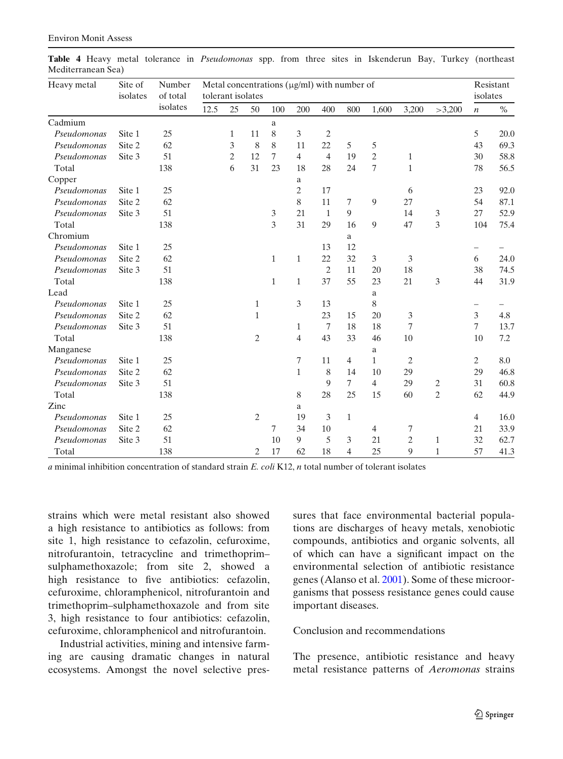**Table 4** Heavy metal tolerance in *Pseudomonas* spp. from three sites in Iskenderun Bay, Turkey (northeast Mediterranean Sea)

| Heavy metal | Site of isolates | Number of total isolates | Metal concentrations (μg/ml) with number of tolerant isolates | | | | | | | | | | Resistant isolates | |
|---|---|---|---|---|---|---|---|---|---|---|---|---|---|---|
| | | | 12.5 | 25 | 50 | 100 | 200 | 400 | 800 | 1,600 | 3,200 | >3,200 | *n* | % |
| Cadmium | | | | | | a | | | | | | | | |
| *Pseudomonas* | Site 1 | 25 | | 1 | 11 | 8 | 3 | 2 | | | | | 5 | 20.0 |
| *Pseudomonas* | Site 2 | 62 | | 3 | 8 | 8 | 11 | 22 | 5 | 5 | | | 43 | 69.3 |
| *Pseudomonas* | Site 3 | 51 | | 2 | 12 | 7 | 4 | 4 | 19 | 2 | 1 | | 30 | 58.8 |
| Total | | 138 | | 6 | 31 | 23 | 18 | 28 | 24 | 7 | 1 | | 78 | 56.5 |
| Copper | | | | | | | a | | | | | | | |
| *Pseudomonas* | Site 1 | 25 | | | | | 2 | 17 | | | 6 | | 23 | 92.0 |
| *Pseudomonas* | Site 2 | 62 | | | | | 8 | 11 | 7 | 9 | 27 | | 54 | 87.1 |
| *Pseudomonas* | Site 3 | 51 | | | | 3 | 21 | 1 | 9 | | 14 | 3 | 27 | 52.9 |
| Total | | 138 | | | | 3 | 31 | 29 | 16 | 9 | 47 | 3 | 104 | 75.4 |
| Chromium | | | | | | | | | a | | | | | |
| *Pseudomonas* | Site 1 | 25 | | | | | | 13 | 12 | | | | – | – |
| *Pseudomonas* | Site 2 | 62 | | | | 1 | 1 | 22 | 32 | 3 | 3 | | 6 | 24.0 |
| *Pseudomonas* | Site 3 | 51 | | | | | | 2 | 11 | 20 | 18 | | 38 | 74.5 |
| Total | | 138 | | | | 1 | 1 | 37 | 55 | 23 | 21 | 3 | 44 | 31.9 |
| Lead | | | | | | | | | | a | | | | |
| *Pseudomonas* | Site 1 | 25 | | | 1 | | 3 | 13 | | 8 | | | – | – |
| *Pseudomonas* | Site 2 | 62 | | | 1 | | | 23 | 15 | 20 | 3 | | 3 | 4.8 |
| *Pseudomonas* | Site 3 | 51 | | | | | 1 | 7 | 18 | 18 | 7 | | 7 | 13.7 |
| Total | | 138 | | | 2 | | 4 | 43 | 33 | 46 | 10 | | 10 | 7.2 |
| Manganese | | | | | | | | | | a | | | | |
| *Pseudomonas* | Site 1 | 25 | | | | | 7 | 11 | 4 | 1 | 2 | | 2 | 8.0 |
| *Pseudomonas* | Site 2 | 62 | | | | | 1 | 8 | 14 | 10 | 29 | | 29 | 46.8 |
| *Pseudomonas* | Site 3 | 51 | | | | | | 9 | 7 | 4 | 29 | 2 | 31 | 60.8 |
| Total | | 138 | | | | | 8 | 28 | 25 | 15 | 60 | 2 | 62 | 44.9 |
| Zinc | | | | | | | a | | | | | | | |
| *Pseudomonas* | Site 1 | 25 | | | 2 | | 19 | 3 | 1 | | | | 4 | 16.0 |
| *Pseudomonas* | Site 2 | 62 | | | | 7 | 34 | 10 | | 4 | 7 | | 21 | 33.9 |
| *Pseudomonas* | Site 3 | 51 | | | | 10 | 9 | 5 | 3 | 21 | 2 | 1 | 32 | 62.7 |
| Total | | 138 | | | 2 | 17 | 62 | 18 | 4 | 25 | 9 | 1 | 57 | 41.3 |

*a* minimal inhibition concentration of standard strain *E. coli* K12, *n* total number of tolerant isolates

strains which were metal resistant also showed a high resistance to antibiotics as follows: from site 1, high resistance to cefazolin, cefuroxime, nitrofurantoin, tetracycline and trimethoprim–sulphamethoxazole; from site 2, showed a high resistance to five antibiotics: cefazolin, cefuroxime, chloramphenicol, nitrofurantoin and trimethoprim–sulphamethoxazole and from site 3, high resistance to four antibiotics: cefazolin, cefuroxime, chloramphenicol and nitrofurantoin.

Industrial activities, mining and intensive farming are causing dramatic changes in natural ecosystems. Amongst the novel selective pressures that face environmental bacterial populations are discharges of heavy metals, xenobiotic compounds, antibiotics and organic solvents, all of which can have a significant impact on the environmental selection of antibiotic resistance genes (Alanso et al. 2001). Some of these microorganisms that possess resistance genes could cause important diseases.

## Conclusion and recommendations

The presence, antibiotic resistance and heavy metal resistance patterns of *Aeromonas* strains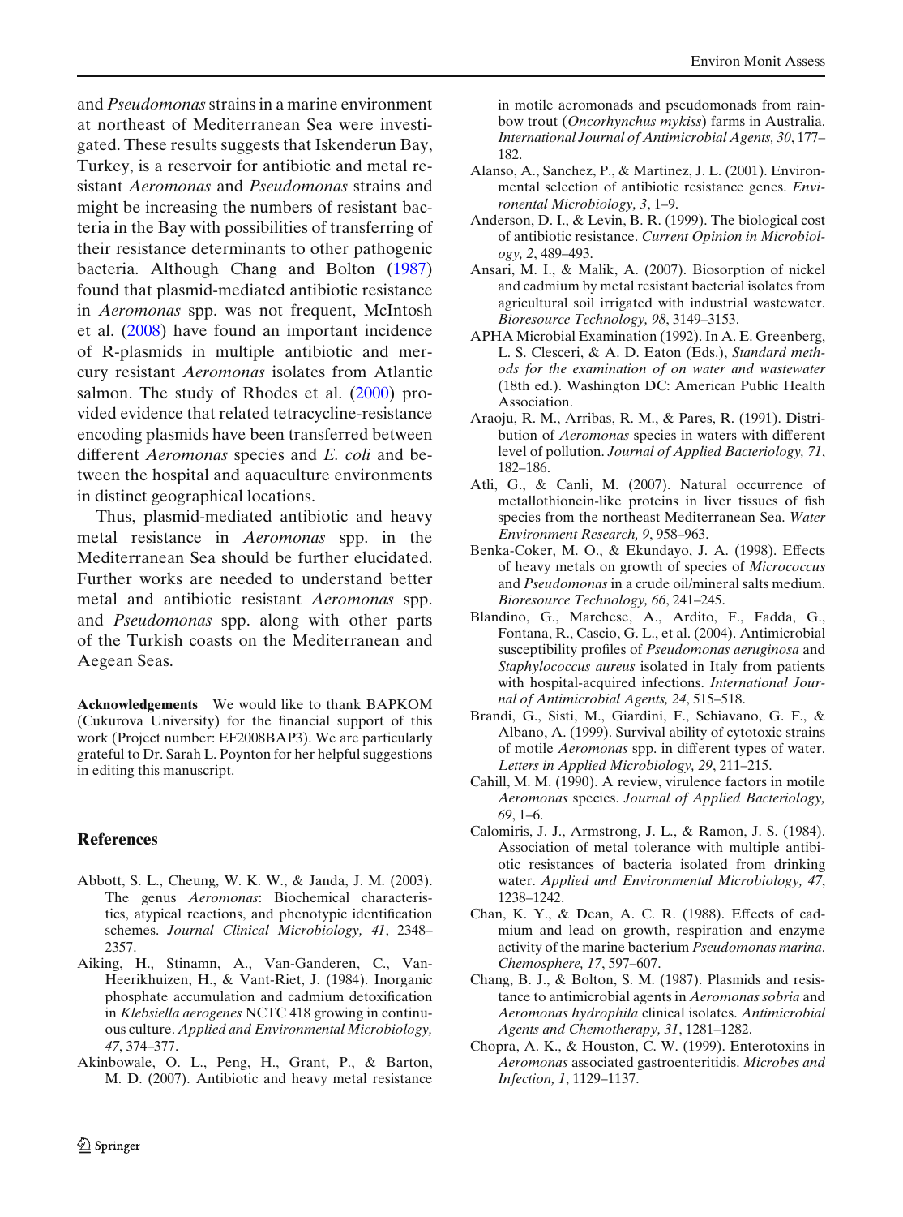and *Pseudomonas* strains in a marine environment at northeast of Mediterranean Sea were investigated. These results suggests that Iskenderun Bay, Turkey, is a reservoir for antibiotic and metal resistant *Aeromonas* and *Pseudomonas* strains and might be increasing the numbers of resistant bacteria in the Bay with possibilities of transferring of their resistance determinants to other pathogenic bacteria. Although Chang and Bolton (1987) found that plasmid-mediated antibiotic resistance in *Aeromonas* spp. was not frequent, McIntosh et al. (2008) have found an important incidence of R-plasmids in multiple antibiotic and mercury resistant *Aeromonas* isolates from Atlantic salmon. The study of Rhodes et al. (2000) provided evidence that related tetracycline-resistance encoding plasmids have been transferred between different *Aeromonas* species and *E. coli* and between the hospital and aquaculture environments in distinct geographical locations.

Thus, plasmid-mediated antibiotic and heavy metal resistance in *Aeromonas* spp. in the Mediterranean Sea should be further elucidated. Further works are needed to understand better metal and antibiotic resistant *Aeromonas* spp. and *Pseudomonas* spp. along with other parts of the Turkish coasts on the Mediterranean and Aegean Seas.

**Acknowledgements** We would like to thank BAPKOM (Cukurova University) for the financial support of this work (Project number: EF2008BAP3). We are particularly grateful to Dr. Sarah L. Poynton for her helpful suggestions in editing this manuscript.

## References

Abbott, S. L., Cheung, W. K. W., & Janda, J. M. (2003). The genus *Aeromonas*: Biochemical characteristics, atypical reactions, and phenotypic identification schemes. *Journal Clinical Microbiology, 41*, 2348–2357.

Aiking, H., Stinamn, A., Van-Ganderen, C., Van-Heerikhuizen, H., & Vant-Riet, J. (1984). Inorganic phosphate accumulation and cadmium detoxification in *Klebsiella aerogenes* NCTC 418 growing in continuous culture. *Applied and Environmental Microbiology, 47*, 374–377.

Akinbowale, O. L., Peng, H., Grant, P., & Barton, M. D. (2007). Antibiotic and heavy metal resistance in motile aeromonads and pseudomonads from rainbow trout (*Oncorhynchus mykiss*) farms in Australia. *International Journal of Antimicrobial Agents, 30*, 177–182.

Alanso, A., Sanchez, P., & Martinez, J. L. (2001). Environmental selection of antibiotic resistance genes. *Environental Microbiology, 3*, 1–9.

Anderson, D. I., & Levin, B. R. (1999). The biological cost of antibiotic resistance. *Current Opinion in Microbiology, 2*, 489–493.

Ansari, M. I., & Malik, A. (2007). Biosorption of nickel and cadmium by metal resistant bacterial isolates from agricultural soil irrigated with industrial wastewater. *Bioresource Technology, 98*, 3149–3153.

APHA Microbial Examination (1992). In A. E. Greenberg, L. S. Clesceri, & A. D. Eaton (Eds.), *Standard methods for the examination of on water and wastewater* (18th ed.). Washington DC: American Public Health Association.

Araoju, R. M., Arribas, R. M., & Pares, R. (1991). Distribution of *Aeromonas* species in waters with different level of pollution. *Journal of Applied Bacteriology, 71*, 182–186.

Atli, G., & Canli, M. (2007). Natural occurrence of metallothionein-like proteins in liver tissues of fish species from the northeast Mediterranean Sea. *Water Environment Research, 9*, 958–963.

Benka-Coker, M. O., & Ekundayo, J. A. (1998). Effects of heavy metals on growth of species of *Micrococcus* and *Pseudomonas* in a crude oil/mineral salts medium. *Bioresource Technology, 66*, 241–245.

Blandino, G., Marchese, A., Ardito, F., Fadda, G., Fontana, R., Cascio, G. L., et al. (2004). Antimicrobial susceptibility profiles of *Pseudomonas aeruginosa* and *Staphylococcus aureus* isolated in Italy from patients with hospital-acquired infections. *International Journal of Antimicrobial Agents, 24*, 515–518.

Brandi, G., Sisti, M., Giardini, F., Schiavano, G. F., & Albano, A. (1999). Survival ability of cytotoxic strains of motile *Aeromonas* spp. in different types of water. *Letters in Applied Microbiology, 29*, 211–215.

Cahill, M. M. (1990). A review, virulence factors in motile *Aeromonas* species. *Journal of Applied Bacteriology, 69*, 1–6.

Calomiris, J. J., Armstrong, J. L., & Ramon, J. S. (1984). Association of metal tolerance with multiple antibiotic resistances of bacteria isolated from drinking water. *Applied and Environmental Microbiology, 47*, 1238–1242.

Chan, K. Y., & Dean, A. C. R. (1988). Effects of cadmium and lead on growth, respiration and enzyme activity of the marine bacterium *Pseudomonas marina*. *Chemosphere, 17*, 597–607.

Chang, B. J., & Bolton, S. M. (1987). Plasmids and resistance to antimicrobial agents in *Aeromonas sobria* and *Aeromonas hydrophila* clinical isolates. *Antimicrobial Agents and Chemotherapy, 31*, 1281–1282.

Chopra, A. K., & Houston, C. W. (1999). Enterotoxins in *Aeromonas* associated gastroenteritidis. *Microbes and Infection, 1*, 1129–1137.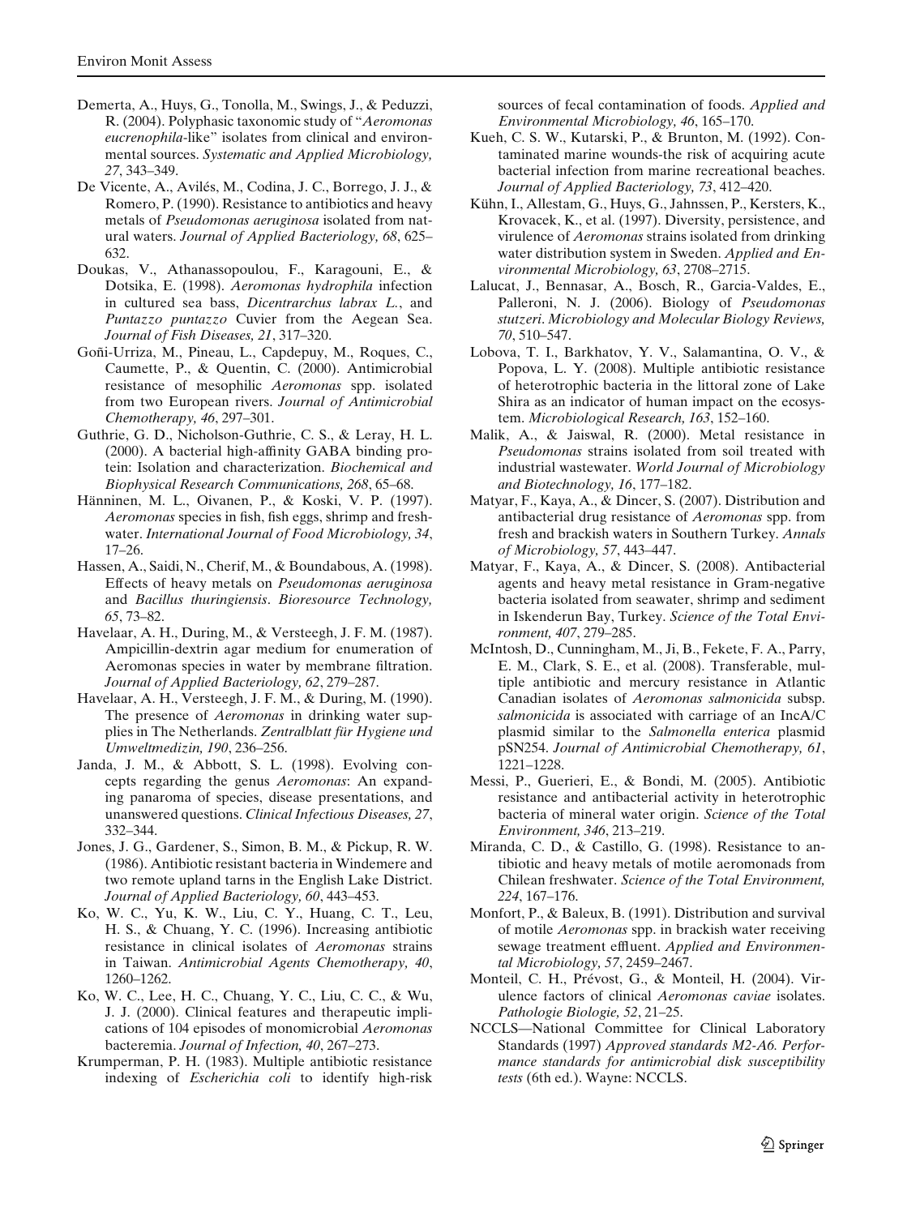Demerta, A., Huys, G., Tonolla, M., Swings, J., & Peduzzi, R. (2004). Polyphasic taxonomic study of "*Aeromonas eucrenophila*-like" isolates from clinical and environmental sources. *Systematic and Applied Microbiology, 27*, 343–349.

De Vicente, A., Avilés, M., Codina, J. C., Borrego, J. J., & Romero, P. (1990). Resistance to antibiotics and heavy metals of *Pseudomonas aeruginosa* isolated from natural waters. *Journal of Applied Bacteriology, 68*, 625–632.

Doukas, V., Athanassopoulou, F., Karagouni, E., & Dotsika, E. (1998). *Aeromonas hydrophila* infection in cultured sea bass, *Dicentrarchus labrax L.*, and *Puntazzo puntazzo* Cuvier from the Aegean Sea. *Journal of Fish Diseases, 21*, 317–320.

Goñi-Urriza, M., Pineau, L., Capdepuy, M., Roques, C., Caumette, P., & Quentin, C. (2000). Antimicrobial resistance of mesophilic *Aeromonas* spp. isolated from two European rivers. *Journal of Antimicrobial Chemotherapy, 46*, 297–301.

Guthrie, G. D., Nicholson-Guthrie, C. S., & Leray, H. L. (2000). A bacterial high-affinity GABA binding protein: Isolation and characterization. *Biochemical and Biophysical Research Communications, 268*, 65–68.

Hänninen, M. L., Oivanen, P., & Koski, V. P. (1997). *Aeromonas* species in fish, fish eggs, shrimp and freshwater. *International Journal of Food Microbiology, 34*, 17–26.

Hassen, A., Saidi, N., Cherif, M., & Boundabous, A. (1998). Effects of heavy metals on *Pseudomonas aeruginosa* and *Bacillus thuringiensis*. *Bioresource Technology, 65*, 73–82.

Havelaar, A. H., During, M., & Versteegh, J. F. M. (1987). Ampicillin-dextrin agar medium for enumeration of Aeromonas species in water by membrane filtration. *Journal of Applied Bacteriology, 62*, 279–287.

Havelaar, A. H., Versteegh, J. F. M., & During, M. (1990). The presence of *Aeromonas* in drinking water supplies in The Netherlands. *Zentralblatt für Hygiene und Umweltmedizin, 190*, 236–256.

Janda, J. M., & Abbott, S. L. (1998). Evolving concepts regarding the genus *Aeromonas*: An expanding panaroma of species, disease presentations, and unanswered questions. *Clinical Infectious Diseases, 27*, 332–344.

Jones, J. G., Gardener, S., Simon, B. M., & Pickup, R. W. (1986). Antibiotic resistant bacteria in Windemere and two remote upland tarns in the English Lake District. *Journal of Applied Bacteriology, 60*, 443–453.

Ko, W. C., Yu, K. W., Liu, C. Y., Huang, C. T., Leu, H. S., & Chuang, Y. C. (1996). Increasing antibiotic resistance in clinical isolates of *Aeromonas* strains in Taiwan. *Antimicrobial Agents Chemotherapy, 40*, 1260–1262.

Ko, W. C., Lee, H. C., Chuang, Y. C., Liu, C. C., & Wu, J. J. (2000). Clinical features and therapeutic implications of 104 episodes of monomicrobial *Aeromonas* bacteremia. *Journal of Infection, 40*, 267–273.

Krumperman, P. H. (1983). Multiple antibiotic resistance indexing of *Escherichia coli* to identify high-risk sources of fecal contamination of foods. *Applied and Environmental Microbiology, 46*, 165–170.

Kueh, C. S. W., Kutarski, P., & Brunton, M. (1992). Contaminated marine wounds-the risk of acquiring acute bacterial infection from marine recreational beaches. *Journal of Applied Bacteriology, 73*, 412–420.

Kühn, I., Allestam, G., Huys, G., Jahnssen, P., Kersters, K., Krovacek, K., et al. (1997). Diversity, persistence, and virulence of *Aeromonas* strains isolated from drinking water distribution system in Sweden. *Applied and Environmental Microbiology, 63*, 2708–2715.

Lalucat, J., Bennasar, A., Bosch, R., Garcia-Valdes, E., Palleroni, N. J. (2006). Biology of *Pseudomonas stutzeri*. *Microbiology and Molecular Biology Reviews, 70*, 510–547.

Lobova, T. I., Barkhatov, Y. V., Salamantina, O. V., & Popova, L. Y. (2008). Multiple antibiotic resistance of heterotrophic bacteria in the littoral zone of Lake Shira as an indicator of human impact on the ecosystem. *Microbiological Research, 163*, 152–160.

Malik, A., & Jaiswal, R. (2000). Metal resistance in *Pseudomonas* strains isolated from soil treated with industrial wastewater. *World Journal of Microbiology and Biotechnology, 16*, 177–182.

Matyar, F., Kaya, A., & Dincer, S. (2007). Distribution and antibacterial drug resistance of *Aeromonas* spp. from fresh and brackish waters in Southern Turkey. *Annals of Microbiology, 57*, 443–447.

Matyar, F., Kaya, A., & Dincer, S. (2008). Antibacterial agents and heavy metal resistance in Gram-negative bacteria isolated from seawater, shrimp and sediment in Iskenderun Bay, Turkey. *Science of the Total Environment, 407*, 279–285.

McIntosh, D., Cunningham, M., Ji, B., Fekete, F. A., Parry, E. M., Clark, S. E., et al. (2008). Transferable, multiple antibiotic and mercury resistance in Atlantic Canadian isolates of *Aeromonas salmonicida* subsp. *salmonicida* is associated with carriage of an IncA/C plasmid similar to the *Salmonella enterica* plasmid pSN254. *Journal of Antimicrobial Chemotherapy, 61*, 1221–1228.

Messi, P., Guerieri, E., & Bondi, M. (2005). Antibiotic resistance and antibacterial activity in heterotrophic bacteria of mineral water origin. *Science of the Total Environment, 346*, 213–219.

Miranda, C. D., & Castillo, G. (1998). Resistance to antibiotic and heavy metals of motile aeromonads from Chilean freshwater. *Science of the Total Environment, 224*, 167–176.

Monfort, P., & Baleux, B. (1991). Distribution and survival of motile *Aeromonas* spp. in brackish water receiving sewage treatment effluent. *Applied and Environmental Microbiology, 57*, 2459–2467.

Monteil, C. H., Prévost, G., & Monteil, H. (2004). Virulence factors of clinical *Aeromonas caviae* isolates. *Pathologie Biologie, 52*, 21–25.

NCCLS—National Committee for Clinical Laboratory Standards (1997) *Approved standards M2-A6. Performance standards for antimicrobial disk susceptibility tests* (6th ed.). Wayne: NCCLS.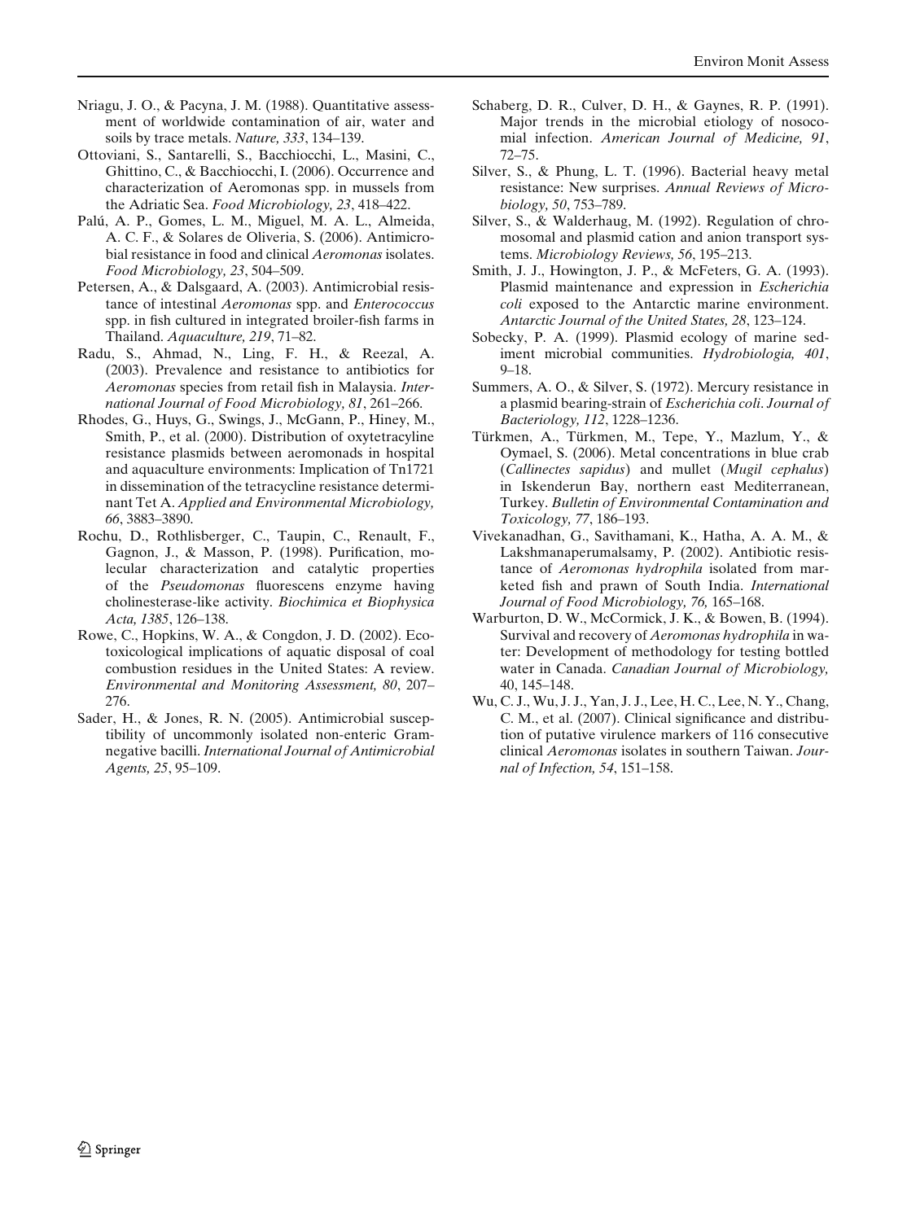Nriagu, J. O., & Pacyna, J. M. (1988). Quantitative assessment of worldwide contamination of air, water and soils by trace metals. *Nature, 333*, 134–139.

Ottoviani, S., Santarelli, S., Bacchiocchi, L., Masini, C., Ghittino, C., & Bacchiocchi, I. (2006). Occurrence and characterization of Aeromonas spp. in mussels from the Adriatic Sea. *Food Microbiology, 23*, 418–422.

Palú, A. P., Gomes, L. M., Miguel, M. A. L., Almeida, A. C. F., & Solares de Oliveria, S. (2006). Antimicrobial resistance in food and clinical *Aeromonas* isolates. *Food Microbiology, 23*, 504–509.

Petersen, A., & Dalsgaard, A. (2003). Antimicrobial resistance of intestinal *Aeromonas* spp. and *Enterococcus* spp. in fish cultured in integrated broiler-fish farms in Thailand. *Aquaculture, 219*, 71–82.

Radu, S., Ahmad, N., Ling, F. H., & Reezal, A. (2003). Prevalence and resistance to antibiotics for *Aeromonas* species from retail fish in Malaysia. *International Journal of Food Microbiology, 81*, 261–266.

Rhodes, G., Huys, G., Swings, J., McGann, P., Hiney, M., Smith, P., et al. (2000). Distribution of oxytetracyline resistance plasmids between aeromonads in hospital and aquaculture environments: Implication of Tn1721 in dissemination of the tetracycline resistance determinant Tet A. *Applied and Environmental Microbiology, 66*, 3883–3890.

Rochu, D., Rothlisberger, C., Taupin, C., Renault, F., Gagnon, J., & Masson, P. (1998). Purification, molecular characterization and catalytic properties of the *Pseudomonas* fluorescens enzyme having cholinesterase-like activity. *Biochimica et Biophysica Acta, 1385*, 126–138.

Rowe, C., Hopkins, W. A., & Congdon, J. D. (2002). Ecotoxicological implications of aquatic disposal of coal combustion residues in the United States: A review. *Environmental and Monitoring Assessment, 80*, 207–276.

Sader, H., & Jones, R. N. (2005). Antimicrobial susceptibility of uncommonly isolated non-enteric Gram-negative bacilli. *International Journal of Antimicrobial Agents, 25*, 95–109.

Schaberg, D. R., Culver, D. H., & Gaynes, R. P. (1991). Major trends in the microbial etiology of nosocomial infection. *American Journal of Medicine, 91*, 72–75.

Silver, S., & Phung, L. T. (1996). Bacterial heavy metal resistance: New surprises. *Annual Reviews of Microbiology, 50*, 753–789.

Silver, S., & Walderhaug, M. (1992). Regulation of chromosomal and plasmid cation and anion transport systems. *Microbiology Reviews, 56*, 195–213.

Smith, J. J., Howington, J. P., & McFeters, G. A. (1993). Plasmid maintenance and expression in *Escherichia coli* exposed to the Antarctic marine environment. *Antarctic Journal of the United States, 28*, 123–124.

Sobecky, P. A. (1999). Plasmid ecology of marine sediment microbial communities. *Hydrobiologia, 401*, 9–18.

Summers, A. O., & Silver, S. (1972). Mercury resistance in a plasmid bearing-strain of *Escherichia coli*. *Journal of Bacteriology, 112*, 1228–1236.

Türkmen, A., Türkmen, M., Tepe, Y., Mazlum, Y., & Oymael, S. (2006). Metal concentrations in blue crab (*Callinectes sapidus*) and mullet (*Mugil cephalus*) in Iskenderun Bay, northern east Mediterranean, Turkey. *Bulletin of Environmental Contamination and Toxicology, 77*, 186–193.

Vivekanadhan, G., Savithamani, K., Hatha, A. A. M., & Lakshmanaperumalsamy, P. (2002). Antibiotic resistance of *Aeromonas hydrophila* isolated from marketed fish and prawn of South India. *International Journal of Food Microbiology, 76,* 165–168.

Warburton, D. W., McCormick, J. K., & Bowen, B. (1994). Survival and recovery of *Aeromonas hydrophila* in water: Development of methodology for testing bottled water in Canada. *Canadian Journal of Microbiology,* 40, 145–148.

Wu, C. J., Wu, J. J., Yan, J. J., Lee, H. C., Lee, N. Y., Chang, C. M., et al. (2007). Clinical significance and distribution of putative virulence markers of 116 consecutive clinical *Aeromonas* isolates in southern Taiwan. *Journal of Infection, 54*, 151–158.